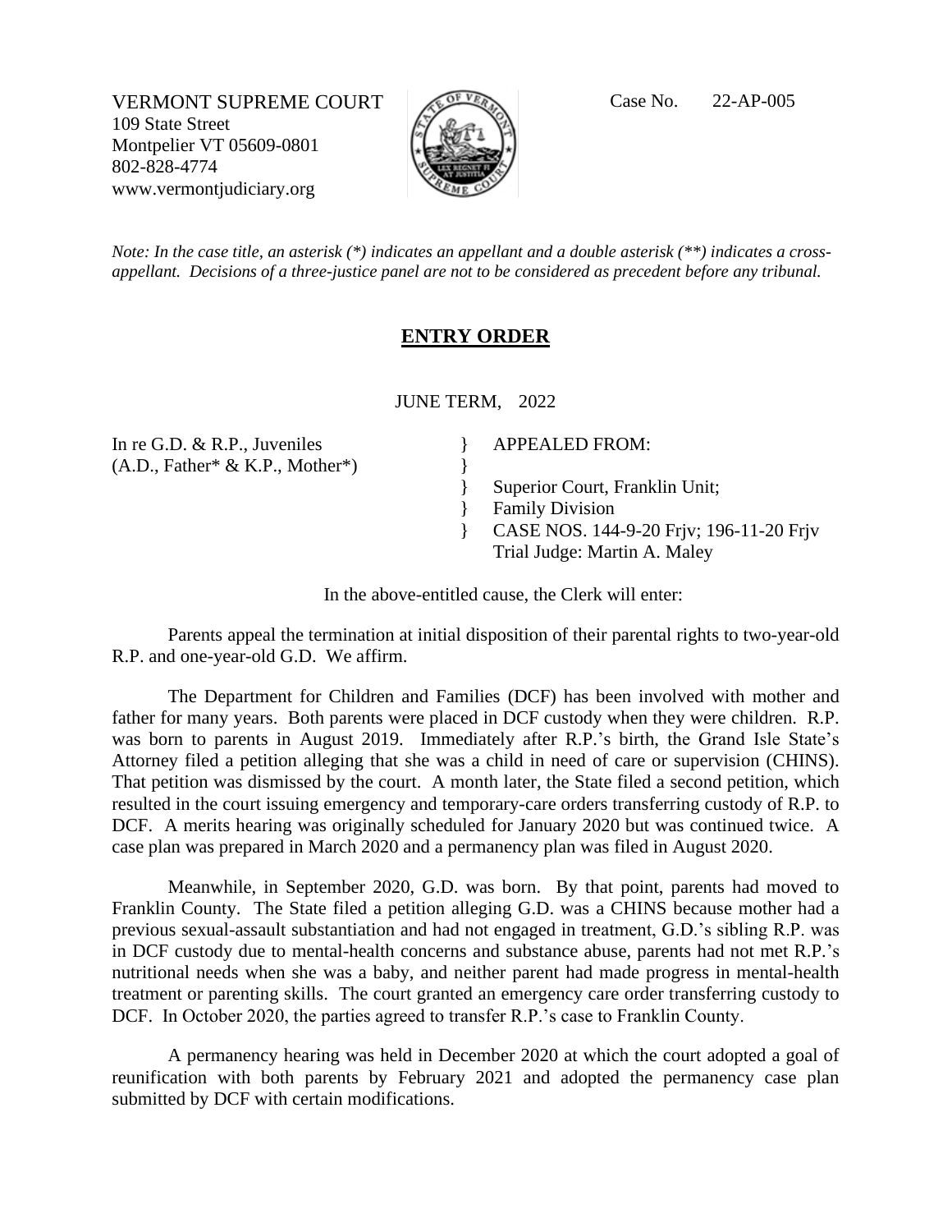VERMONT SUPREME COURT
109 State Street
Montpelier VT 05609-0801
802-828-4774
www.vermontjudiciary.org

Case No. 22-AP-005

*Note: In the case title, an asterisk (*) indicates an appellant and a double asterisk (**) indicates a cross-appellant. Decisions of a three-justice panel are not to be considered as precedent before any tribunal.*

## ENTRY ORDER

JUNE TERM, 2022

In re G.D. & R.P., Juveniles
(A.D., Father* & K.P., Mother*)

} APPEALED FROM:
}
} Superior Court, Franklin Unit;
} Family Division
} CASE NOS. 144-9-20 Frjv; 196-11-20 Frjv
Trial Judge: Martin A. Maley

In the above-entitled cause, the Clerk will enter:

Parents appeal the termination at initial disposition of their parental rights to two-year-old R.P. and one-year-old G.D. We affirm.

The Department for Children and Families (DCF) has been involved with mother and father for many years. Both parents were placed in DCF custody when they were children. R.P. was born to parents in August 2019. Immediately after R.P.'s birth, the Grand Isle State's Attorney filed a petition alleging that she was a child in need of care or supervision (CHINS). That petition was dismissed by the court. A month later, the State filed a second petition, which resulted in the court issuing emergency and temporary-care orders transferring custody of R.P. to DCF. A merits hearing was originally scheduled for January 2020 but was continued twice. A case plan was prepared in March 2020 and a permanency plan was filed in August 2020.

Meanwhile, in September 2020, G.D. was born. By that point, parents had moved to Franklin County. The State filed a petition alleging G.D. was a CHINS because mother had a previous sexual-assault substantiation and had not engaged in treatment, G.D.'s sibling R.P. was in DCF custody due to mental-health concerns and substance abuse, parents had not met R.P.'s nutritional needs when she was a baby, and neither parent had made progress in mental-health treatment or parenting skills. The court granted an emergency care order transferring custody to DCF. In October 2020, the parties agreed to transfer R.P.'s case to Franklin County.

A permanency hearing was held in December 2020 at which the court adopted a goal of reunification with both parents by February 2021 and adopted the permanency case plan submitted by DCF with certain modifications.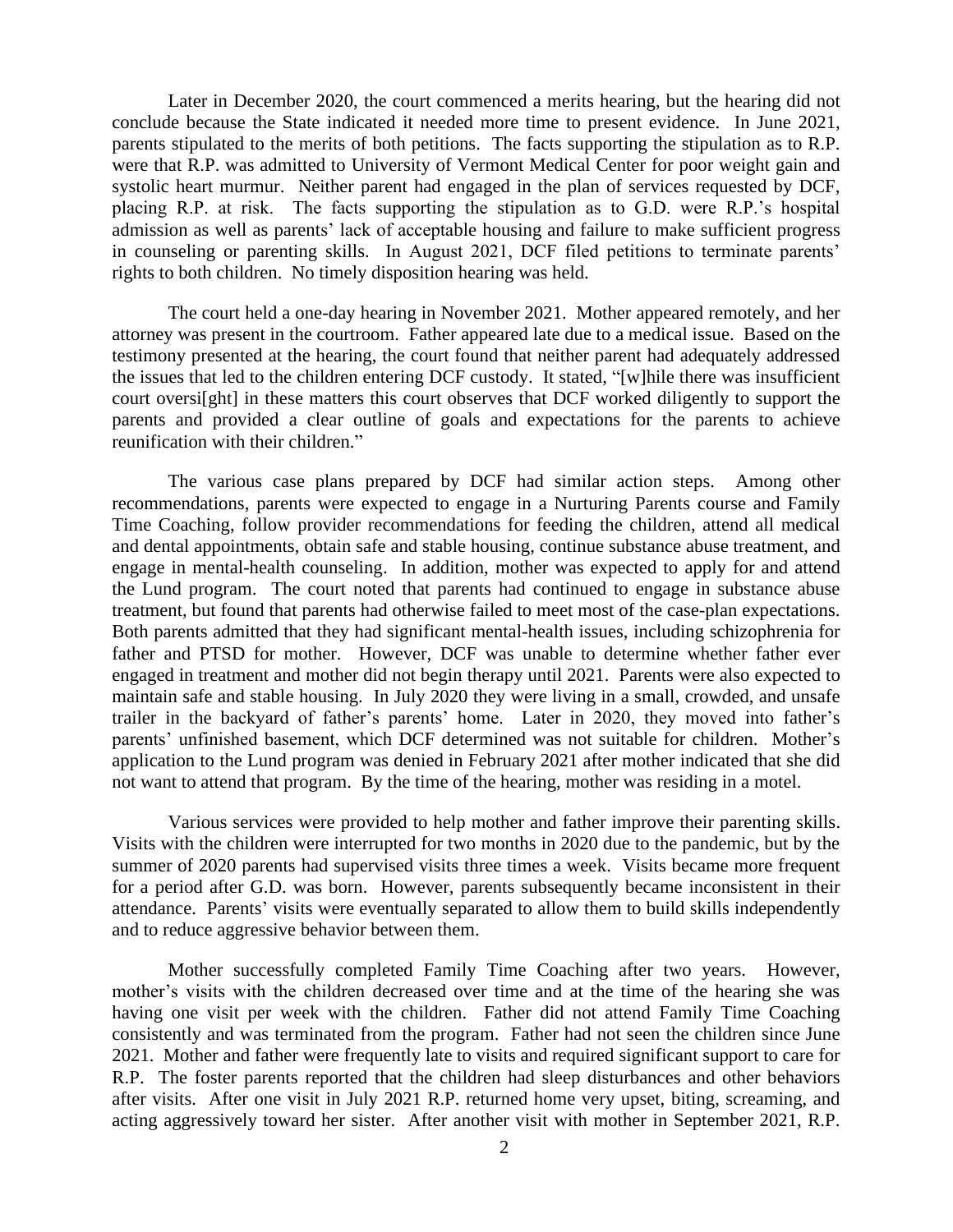Later in December 2020, the court commenced a merits hearing, but the hearing did not conclude because the State indicated it needed more time to present evidence. In June 2021, parents stipulated to the merits of both petitions. The facts supporting the stipulation as to R.P. were that R.P. was admitted to University of Vermont Medical Center for poor weight gain and systolic heart murmur. Neither parent had engaged in the plan of services requested by DCF, placing R.P. at risk. The facts supporting the stipulation as to G.D. were R.P.'s hospital admission as well as parents' lack of acceptable housing and failure to make sufficient progress in counseling or parenting skills. In August 2021, DCF filed petitions to terminate parents' rights to both children. No timely disposition hearing was held.

The court held a one-day hearing in November 2021. Mother appeared remotely, and her attorney was present in the courtroom. Father appeared late due to a medical issue. Based on the testimony presented at the hearing, the court found that neither parent had adequately addressed the issues that led to the children entering DCF custody. It stated, "[w]hile there was insufficient court oversi[ght] in these matters this court observes that DCF worked diligently to support the parents and provided a clear outline of goals and expectations for the parents to achieve reunification with their children."

The various case plans prepared by DCF had similar action steps. Among other recommendations, parents were expected to engage in a Nurturing Parents course and Family Time Coaching, follow provider recommendations for feeding the children, attend all medical and dental appointments, obtain safe and stable housing, continue substance abuse treatment, and engage in mental-health counseling. In addition, mother was expected to apply for and attend the Lund program. The court noted that parents had continued to engage in substance abuse treatment, but found that parents had otherwise failed to meet most of the case-plan expectations. Both parents admitted that they had significant mental-health issues, including schizophrenia for father and PTSD for mother. However, DCF was unable to determine whether father ever engaged in treatment and mother did not begin therapy until 2021. Parents were also expected to maintain safe and stable housing. In July 2020 they were living in a small, crowded, and unsafe trailer in the backyard of father's parents' home. Later in 2020, they moved into father's parents' unfinished basement, which DCF determined was not suitable for children. Mother's application to the Lund program was denied in February 2021 after mother indicated that she did not want to attend that program. By the time of the hearing, mother was residing in a motel.

Various services were provided to help mother and father improve their parenting skills. Visits with the children were interrupted for two months in 2020 due to the pandemic, but by the summer of 2020 parents had supervised visits three times a week. Visits became more frequent for a period after G.D. was born. However, parents subsequently became inconsistent in their attendance. Parents' visits were eventually separated to allow them to build skills independently and to reduce aggressive behavior between them.

Mother successfully completed Family Time Coaching after two years. However, mother's visits with the children decreased over time and at the time of the hearing she was having one visit per week with the children. Father did not attend Family Time Coaching consistently and was terminated from the program. Father had not seen the children since June 2021. Mother and father were frequently late to visits and required significant support to care for R.P. The foster parents reported that the children had sleep disturbances and other behaviors after visits. After one visit in July 2021 R.P. returned home very upset, biting, screaming, and acting aggressively toward her sister. After another visit with mother in September 2021, R.P.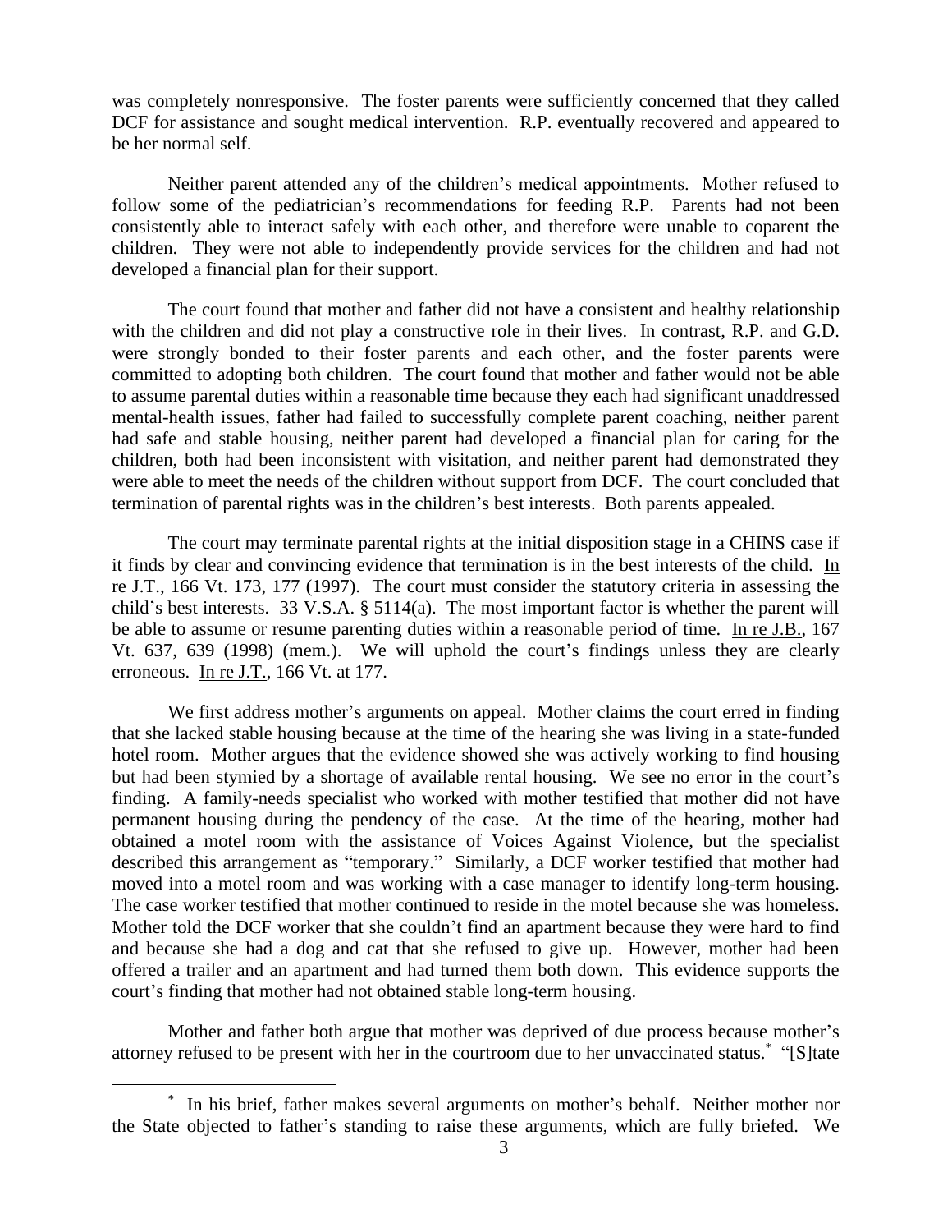was completely nonresponsive. The foster parents were sufficiently concerned that they called DCF for assistance and sought medical intervention. R.P. eventually recovered and appeared to be her normal self.

Neither parent attended any of the children's medical appointments. Mother refused to follow some of the pediatrician's recommendations for feeding R.P. Parents had not been consistently able to interact safely with each other, and therefore were unable to coparent the children. They were not able to independently provide services for the children and had not developed a financial plan for their support.

The court found that mother and father did not have a consistent and healthy relationship with the children and did not play a constructive role in their lives. In contrast, R.P. and G.D. were strongly bonded to their foster parents and each other, and the foster parents were committed to adopting both children. The court found that mother and father would not be able to assume parental duties within a reasonable time because they each had significant unaddressed mental-health issues, father had failed to successfully complete parent coaching, neither parent had safe and stable housing, neither parent had developed a financial plan for caring for the children, both had been inconsistent with visitation, and neither parent had demonstrated they were able to meet the needs of the children without support from DCF. The court concluded that termination of parental rights was in the children's best interests. Both parents appealed.

The court may terminate parental rights at the initial disposition stage in a CHINS case if it finds by clear and convincing evidence that termination is in the best interests of the child. In re J.T., 166 Vt. 173, 177 (1997). The court must consider the statutory criteria in assessing the child's best interests. 33 V.S.A. § 5114(a). The most important factor is whether the parent will be able to assume or resume parenting duties within a reasonable period of time. In re J.B., 167 Vt. 637, 639 (1998) (mem.). We will uphold the court's findings unless they are clearly erroneous. In re J.T., 166 Vt. at 177.

We first address mother's arguments on appeal. Mother claims the court erred in finding that she lacked stable housing because at the time of the hearing she was living in a state-funded hotel room. Mother argues that the evidence showed she was actively working to find housing but had been stymied by a shortage of available rental housing. We see no error in the court's finding. A family-needs specialist who worked with mother testified that mother did not have permanent housing during the pendency of the case. At the time of the hearing, mother had obtained a motel room with the assistance of Voices Against Violence, but the specialist described this arrangement as "temporary." Similarly, a DCF worker testified that mother had moved into a motel room and was working with a case manager to identify long-term housing. The case worker testified that mother continued to reside in the motel because she was homeless. Mother told the DCF worker that she couldn't find an apartment because they were hard to find and because she had a dog and cat that she refused to give up. However, mother had been offered a trailer and an apartment and had turned them both down. This evidence supports the court's finding that mother had not obtained stable long-term housing.

Mother and father both argue that mother was deprived of due process because mother's attorney refused to be present with her in the courtroom due to her unvaccinated status.* "[S]tate

---

* In his brief, father makes several arguments on mother's behalf. Neither mother nor the State objected to father's standing to raise these arguments, which are fully briefed. We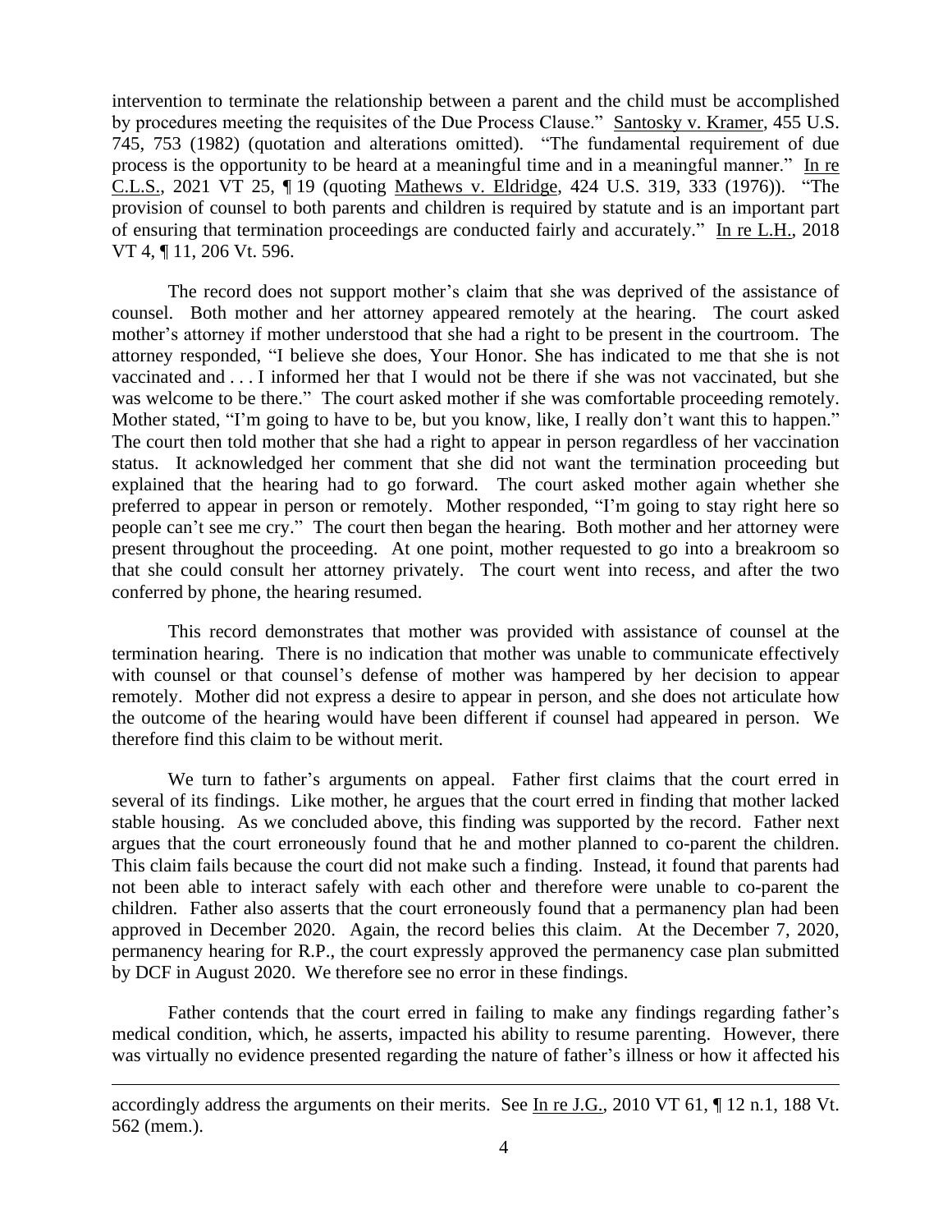intervention to terminate the relationship between a parent and the child must be accomplished by procedures meeting the requisites of the Due Process Clause." Santosky v. Kramer, 455 U.S. 745, 753 (1982) (quotation and alterations omitted). "The fundamental requirement of due process is the opportunity to be heard at a meaningful time and in a meaningful manner." In re C.L.S., 2021 VT 25, ¶ 19 (quoting Mathews v. Eldridge, 424 U.S. 319, 333 (1976)). "The provision of counsel to both parents and children is required by statute and is an important part of ensuring that termination proceedings are conducted fairly and accurately." In re L.H., 2018 VT 4, ¶ 11, 206 Vt. 596.

The record does not support mother's claim that she was deprived of the assistance of counsel. Both mother and her attorney appeared remotely at the hearing. The court asked mother's attorney if mother understood that she had a right to be present in the courtroom. The attorney responded, "I believe she does, Your Honor. She has indicated to me that she is not vaccinated and . . . I informed her that I would not be there if she was not vaccinated, but she was welcome to be there." The court asked mother if she was comfortable proceeding remotely. Mother stated, "I'm going to have to be, but you know, like, I really don't want this to happen." The court then told mother that she had a right to appear in person regardless of her vaccination status. It acknowledged her comment that she did not want the termination proceeding but explained that the hearing had to go forward. The court asked mother again whether she preferred to appear in person or remotely. Mother responded, "I'm going to stay right here so people can't see me cry." The court then began the hearing. Both mother and her attorney were present throughout the proceeding. At one point, mother requested to go into a breakroom so that she could consult her attorney privately. The court went into recess, and after the two conferred by phone, the hearing resumed.

This record demonstrates that mother was provided with assistance of counsel at the termination hearing. There is no indication that mother was unable to communicate effectively with counsel or that counsel's defense of mother was hampered by her decision to appear remotely. Mother did not express a desire to appear in person, and she does not articulate how the outcome of the hearing would have been different if counsel had appeared in person. We therefore find this claim to be without merit.

We turn to father's arguments on appeal. Father first claims that the court erred in several of its findings. Like mother, he argues that the court erred in finding that mother lacked stable housing. As we concluded above, this finding was supported by the record. Father next argues that the court erroneously found that he and mother planned to co-parent the children. This claim fails because the court did not make such a finding. Instead, it found that parents had not been able to interact safely with each other and therefore were unable to co-parent the children. Father also asserts that the court erroneously found that a permanency plan had been approved in December 2020. Again, the record belies this claim. At the December 7, 2020, permanency hearing for R.P., the court expressly approved the permanency case plan submitted by DCF in August 2020. We therefore see no error in these findings.

Father contends that the court erred in failing to make any findings regarding father's medical condition, which, he asserts, impacted his ability to resume parenting. However, there was virtually no evidence presented regarding the nature of father's illness or how it affected his

accordingly address the arguments on their merits. See In re J.G., 2010 VT 61, ¶ 12 n.1, 188 Vt. 562 (mem.).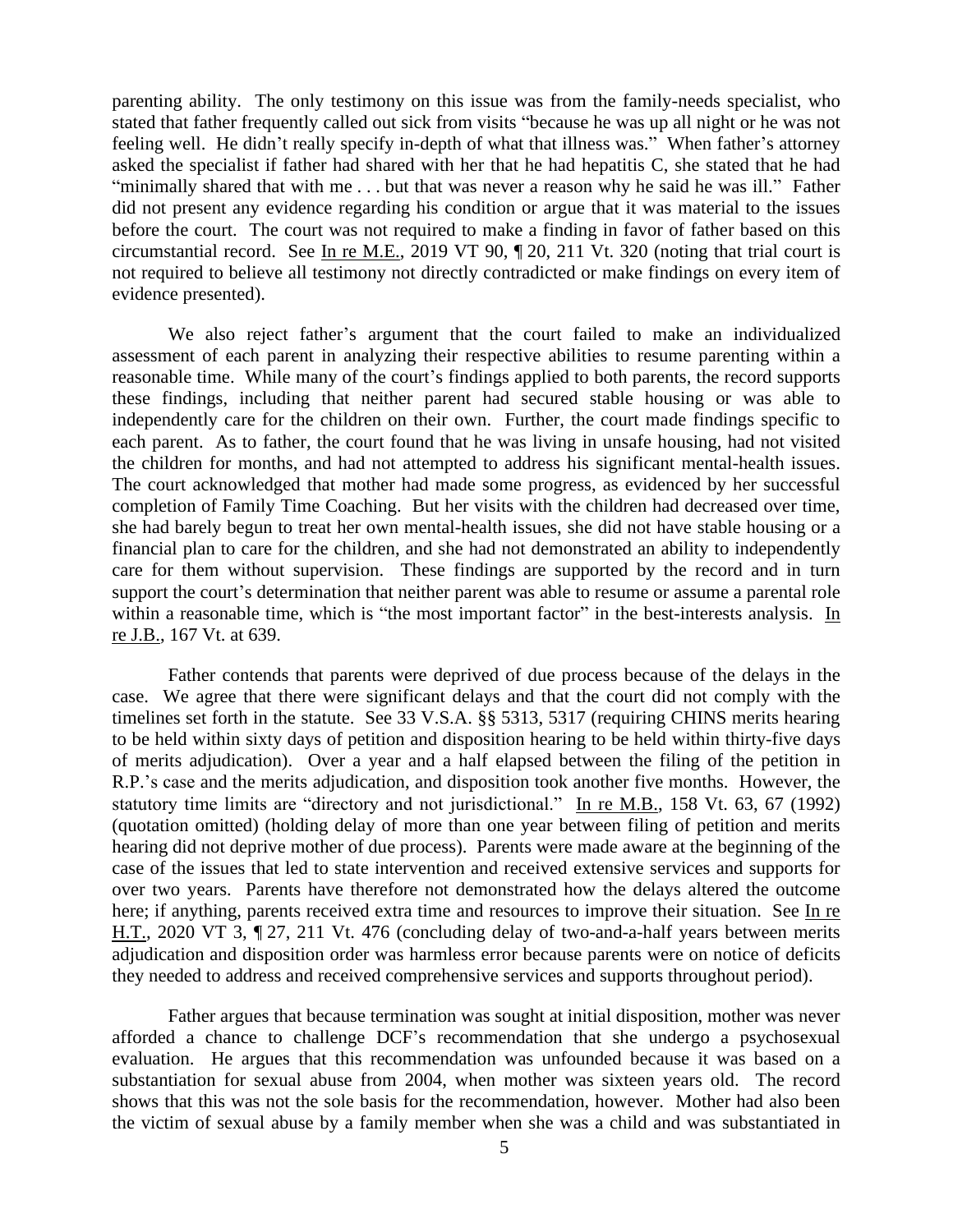parenting ability. The only testimony on this issue was from the family-needs specialist, who stated that father frequently called out sick from visits "because he was up all night or he was not feeling well. He didn't really specify in-depth of what that illness was." When father's attorney asked the specialist if father had shared with her that he had hepatitis C, she stated that he had "minimally shared that with me . . . but that was never a reason why he said he was ill." Father did not present any evidence regarding his condition or argue that it was material to the issues before the court. The court was not required to make a finding in favor of father based on this circumstantial record. See In re M.E., 2019 VT 90, ¶ 20, 211 Vt. 320 (noting that trial court is not required to believe all testimony not directly contradicted or make findings on every item of evidence presented).

We also reject father's argument that the court failed to make an individualized assessment of each parent in analyzing their respective abilities to resume parenting within a reasonable time. While many of the court's findings applied to both parents, the record supports these findings, including that neither parent had secured stable housing or was able to independently care for the children on their own. Further, the court made findings specific to each parent. As to father, the court found that he was living in unsafe housing, had not visited the children for months, and had not attempted to address his significant mental-health issues. The court acknowledged that mother had made some progress, as evidenced by her successful completion of Family Time Coaching. But her visits with the children had decreased over time, she had barely begun to treat her own mental-health issues, she did not have stable housing or a financial plan to care for the children, and she had not demonstrated an ability to independently care for them without supervision. These findings are supported by the record and in turn support the court's determination that neither parent was able to resume or assume a parental role within a reasonable time, which is "the most important factor" in the best-interests analysis. In re J.B., 167 Vt. at 639.

Father contends that parents were deprived of due process because of the delays in the case. We agree that there were significant delays and that the court did not comply with the timelines set forth in the statute. See 33 V.S.A. §§ 5313, 5317 (requiring CHINS merits hearing to be held within sixty days of petition and disposition hearing to be held within thirty-five days of merits adjudication). Over a year and a half elapsed between the filing of the petition in R.P.'s case and the merits adjudication, and disposition took another five months. However, the statutory time limits are "directory and not jurisdictional." In re M.B., 158 Vt. 63, 67 (1992) (quotation omitted) (holding delay of more than one year between filing of petition and merits hearing did not deprive mother of due process). Parents were made aware at the beginning of the case of the issues that led to state intervention and received extensive services and supports for over two years. Parents have therefore not demonstrated how the delays altered the outcome here; if anything, parents received extra time and resources to improve their situation. See In re H.T., 2020 VT 3, ¶ 27, 211 Vt. 476 (concluding delay of two-and-a-half years between merits adjudication and disposition order was harmless error because parents were on notice of deficits they needed to address and received comprehensive services and supports throughout period).

Father argues that because termination was sought at initial disposition, mother was never afforded a chance to challenge DCF's recommendation that she undergo a psychosexual evaluation. He argues that this recommendation was unfounded because it was based on a substantiation for sexual abuse from 2004, when mother was sixteen years old. The record shows that this was not the sole basis for the recommendation, however. Mother had also been the victim of sexual abuse by a family member when she was a child and was substantiated in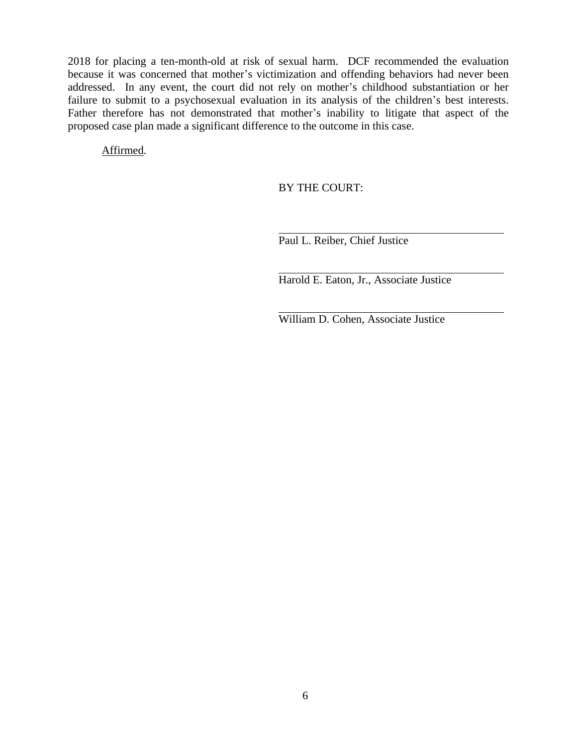2018 for placing a ten-month-old at risk of sexual harm. DCF recommended the evaluation because it was concerned that mother's victimization and offending behaviors had never been addressed. In any event, the court did not rely on mother's childhood substantiation or her failure to submit to a psychosexual evaluation in its analysis of the children's best interests. Father therefore has not demonstrated that mother's inability to litigate that aspect of the proposed case plan made a significant difference to the outcome in this case.

Affirmed.

BY THE COURT:

Paul L. Reiber, Chief Justice

Harold E. Eaton, Jr., Associate Justice

William D. Cohen, Associate Justice